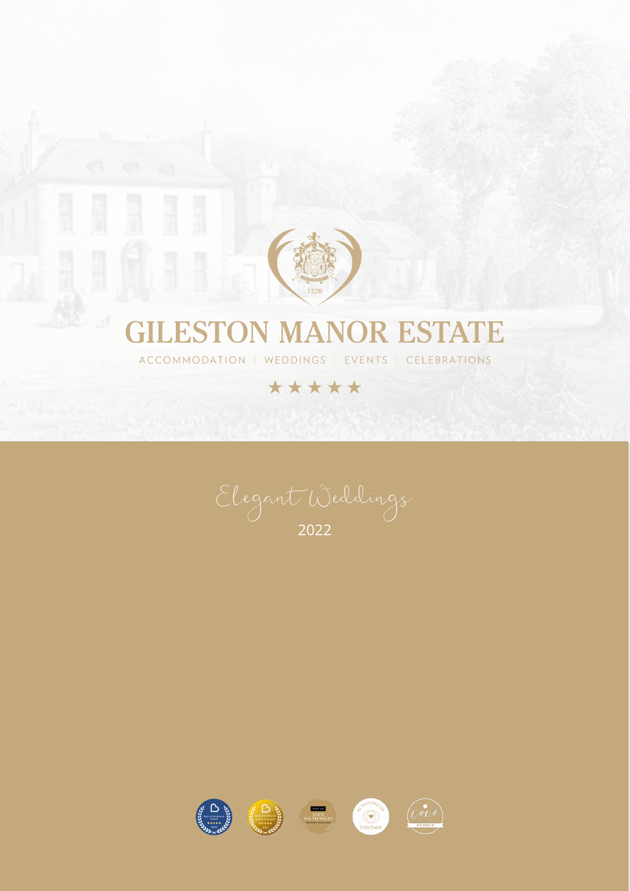# GILESTON MANOR ESTATE

ACCOMMODATION | WEDDINGS | EVENTS | CELEBRATIONS

★★★★★

## Elegant Weddings

2022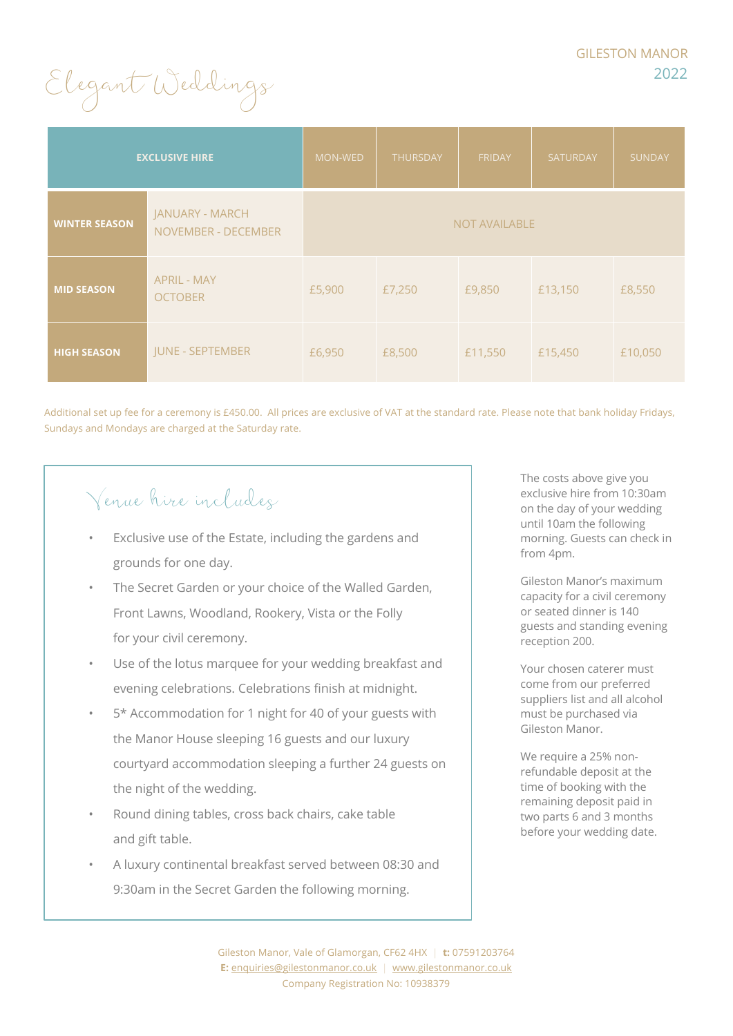GILESTON MANOR
2022

# Elegant Weddings

| EXCLUSIVE HIRE | | MON-WED | THURSDAY | FRIDAY | SATURDAY | SUNDAY |
|---|---|---|---|---|---|---|
| **WINTER SEASON** | JANUARY - MARCH NOVEMBER - DECEMBER | NOT AVAILABLE | | | | |
| **MID SEASON** | APRIL - MAY OCTOBER | £5,900 | £7,250 | £9,850 | £13,150 | £8,550 |
| **HIGH SEASON** | JUNE - SEPTEMBER | £6,950 | £8,500 | £11,550 | £15,450 | £10,050 |

Additional set up fee for a ceremony is £450.00. All prices are exclusive of VAT at the standard rate. Please note that bank holiday Fridays, Sundays and Mondays are charged at the Saturday rate.

## Venue hire includes

- Exclusive use of the Estate, including the gardens and grounds for one day.
- The Secret Garden or your choice of the Walled Garden, Front Lawns, Woodland, Rookery, Vista or the Folly for your civil ceremony.
- Use of the lotus marquee for your wedding breakfast and evening celebrations. Celebrations finish at midnight.
- 5* Accommodation for 1 night for 40 of your guests with the Manor House sleeping 16 guests and our luxury courtyard accommodation sleeping a further 24 guests on the night of the wedding.
- Round dining tables, cross back chairs, cake table and gift table.
- A luxury continental breakfast served between 08:30 and 9:30am in the Secret Garden the following morning.

The costs above give you exclusive hire from 10:30am on the day of your wedding until 10am the following morning. Guests can check in from 4pm.

Gileston Manor's maximum capacity for a civil ceremony or seated dinner is 140 guests and standing evening reception 200.

Your chosen caterer must come from our preferred suppliers list and all alcohol must be purchased via Gileston Manor.

We require a 25% non-refundable deposit at the time of booking with the remaining deposit paid in two parts 6 and 3 months before your wedding date.

Gileston Manor, Vale of Glamorgan, CF62 4HX | **t:** 07591203764
**E:** enquiries@gilestonmanor.co.uk | www.gilestonmanor.co.uk
Company Registration No: 10938379